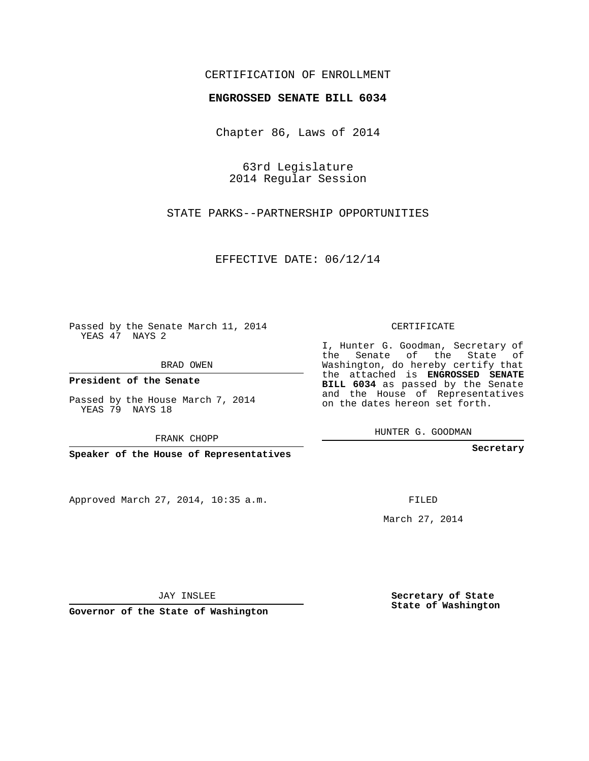CERTIFICATION OF ENROLLMENT

**ENGROSSED SENATE BILL 6034**

Chapter 86, Laws of 2014

63rd Legislature
2014 Regular Session

STATE PARKS--PARTNERSHIP OPPORTUNITIES

EFFECTIVE DATE: 06/12/14

Passed by the Senate March 11, 2014
YEAS 47 NAYS 2

BRAD OWEN

**President of the Senate**

Passed by the House March 7, 2014
YEAS 79 NAYS 18

FRANK CHOPP

**Speaker of the House of Representatives**

Approved March 27, 2014, 10:35 a.m.

JAY INSLEE

**Governor of the State of Washington**

CERTIFICATE

I, Hunter G. Goodman, Secretary of the Senate of the State of Washington, do hereby certify that the attached is **ENGROSSED SENATE BILL 6034** as passed by the Senate and the House of Representatives on the dates hereon set forth.

HUNTER G. GOODMAN

**Secretary**

FILED

March 27, 2014

**Secretary of State**
**State of Washington**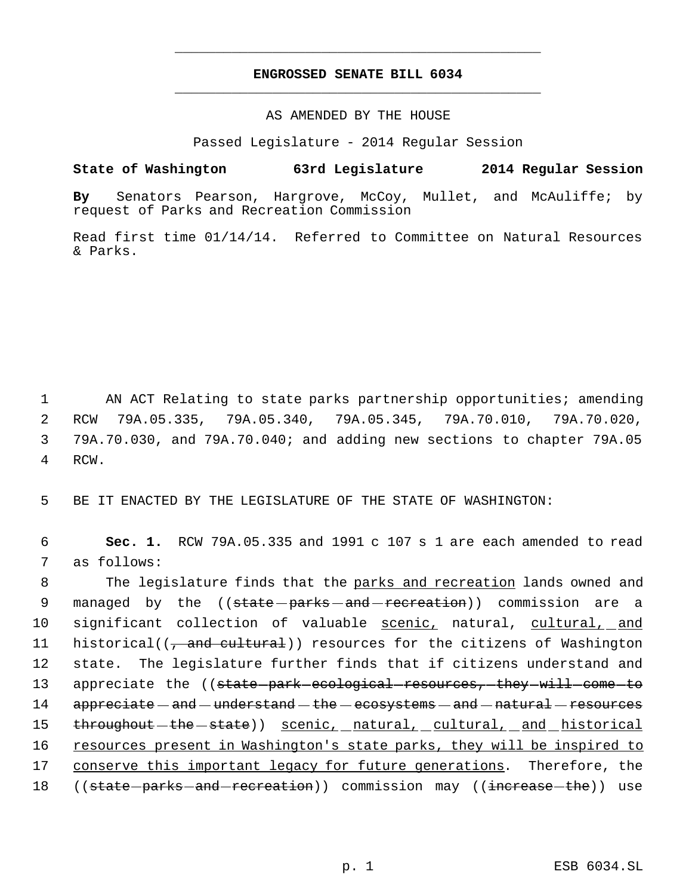**ENGROSSED SENATE BILL 6034**

AS AMENDED BY THE HOUSE

Passed Legislature - 2014 Regular Session

**State of Washington 63rd Legislature 2014 Regular Session**

**By** Senators Pearson, Hargrove, McCoy, Mullet, and McAuliffe; by request of Parks and Recreation Commission

Read first time 01/14/14. Referred to Committee on Natural Resources & Parks.

1 AN ACT Relating to state parks partnership opportunities; amending
2 RCW 79A.05.335, 79A.05.340, 79A.05.345, 79A.70.010, 79A.70.020,
3 79A.70.030, and 79A.70.040; and adding new sections to chapter 79A.05
4 RCW.

5 BE IT ENACTED BY THE LEGISLATURE OF THE STATE OF WASHINGTON:

6 **Sec. 1.** RCW 79A.05.335 and 1991 c 107 s 1 are each amended to read
7 as follows:

8 The legislature finds that the <u>parks and recreation</u> lands owned and
9 managed by the ((~~state parks and recreation~~)) commission are a
10 significant collection of valuable <u>scenic,</u> natural, <u>cultural, and</u>
11 historical((~~, and cultural~~)) resources for the citizens of Washington
12 state. The legislature further finds that if citizens understand and
13 appreciate the ((~~state park ecological resources, they will come to~~
14 ~~appreciate and understand the ecosystems and natural resources~~
15 ~~throughout the state~~)) <u>scenic, natural, cultural, and historical</u>
16 <u>resources present in Washington's state parks, they will be inspired to</u>
17 <u>conserve this important legacy for future generations</u>. Therefore, the
18 ((~~state parks and recreation~~)) commission may ((~~increase the~~)) use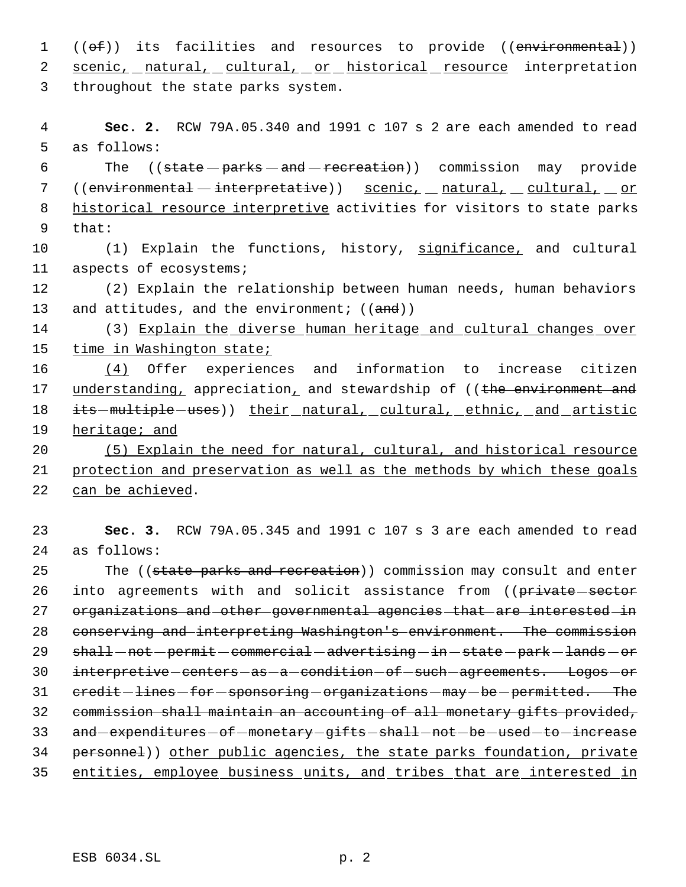((~~of~~)) its facilities and resources to provide ((~~environmental~~)) <u>scenic, natural, cultural, or historical resource</u> interpretation throughout the state parks system.

**Sec. 2.** RCW 79A.05.340 and 1991 c 107 s 2 are each amended to read as follows:

The ((~~state parks and recreation~~)) commission may provide ((~~environmental interpretative~~)) <u>scenic, natural, cultural, or historical resource interpretive</u> activities for visitors to state parks that:

(1) Explain the functions, history, <u>significance,</u> and cultural aspects of ecosystems;

(2) Explain the relationship between human needs, human behaviors and attitudes, and the environment; ((~~and~~))

(3) <u>Explain the diverse human heritage and cultural changes over time in Washington state;</u>

<u>(4)</u> Offer experiences and information to increase citizen <u>understanding,</u> appreciation<u>,</u> and stewardship of ((~~the environment and its multiple uses~~)) <u>their natural, cultural, ethnic, and artistic heritage; and</u>

<u>(5) Explain the need for natural, cultural, and historical resource protection and preservation as well as the methods by which these goals can be achieved</u>.

**Sec. 3.** RCW 79A.05.345 and 1991 c 107 s 3 are each amended to read as follows:

The ((~~state parks and recreation~~)) commission may consult and enter into agreements with and solicit assistance from ((~~private sector organizations and other governmental agencies that are interested in conserving and interpreting Washington's environment. The commission shall not permit commercial advertising in state park lands or interpretive centers as a condition of such agreements. Logos or credit lines for sponsoring organizations may be permitted. The commission shall maintain an accounting of all monetary gifts provided, and expenditures of monetary gifts shall not be used to increase personnel~~)) <u>other public agencies, the state parks foundation, private entities, employee business units, and tribes that are interested in</u>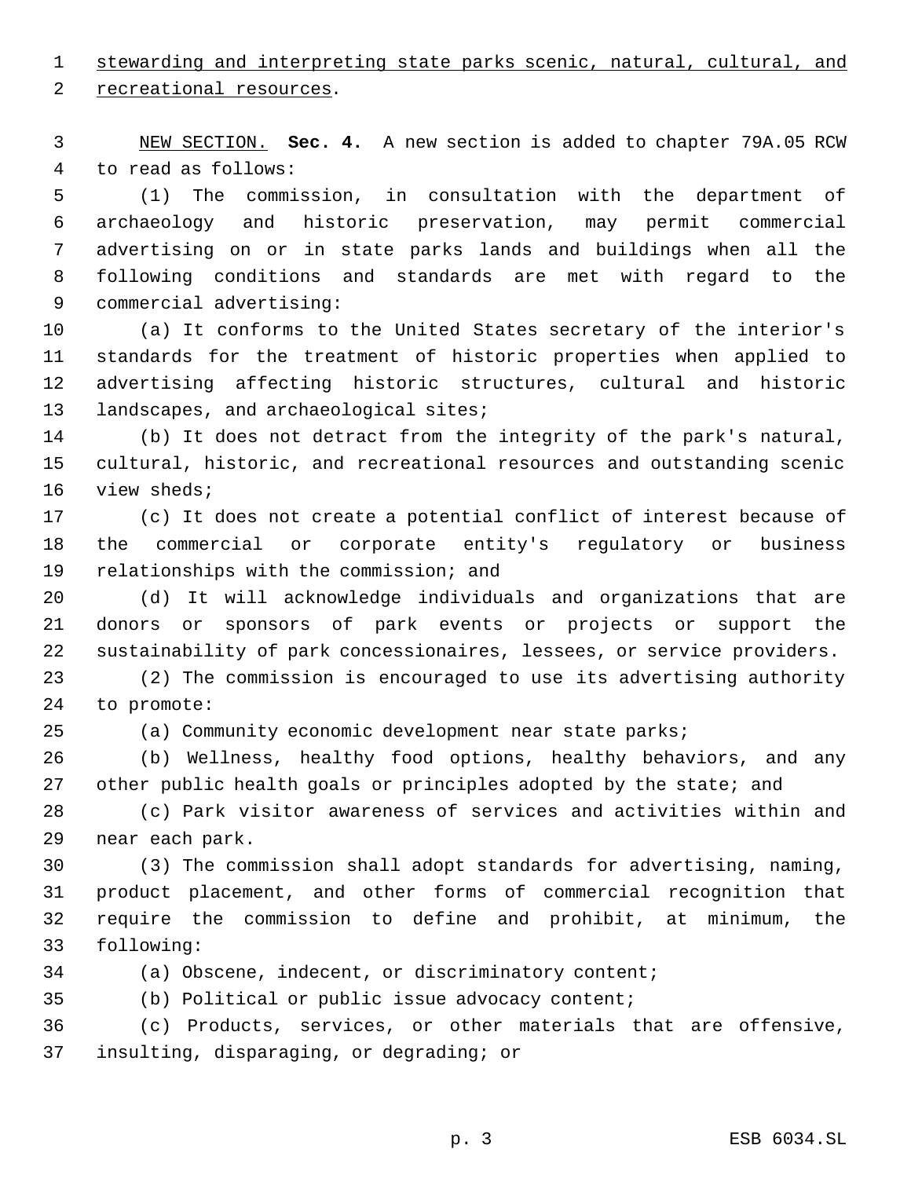stewarding and interpreting state parks scenic, natural, cultural, and recreational resources.

NEW SECTION. **Sec. 4.** A new section is added to chapter 79A.05 RCW to read as follows:

(1) The commission, in consultation with the department of archaeology and historic preservation, may permit commercial advertising on or in state parks lands and buildings when all the following conditions and standards are met with regard to the commercial advertising:

(a) It conforms to the United States secretary of the interior's standards for the treatment of historic properties when applied to advertising affecting historic structures, cultural and historic landscapes, and archaeological sites;

(b) It does not detract from the integrity of the park's natural, cultural, historic, and recreational resources and outstanding scenic view sheds;

(c) It does not create a potential conflict of interest because of the commercial or corporate entity's regulatory or business relationships with the commission; and

(d) It will acknowledge individuals and organizations that are donors or sponsors of park events or projects or support the sustainability of park concessionaires, lessees, or service providers.

(2) The commission is encouraged to use its advertising authority to promote:

(a) Community economic development near state parks;

(b) Wellness, healthy food options, healthy behaviors, and any other public health goals or principles adopted by the state; and

(c) Park visitor awareness of services and activities within and near each park.

(3) The commission shall adopt standards for advertising, naming, product placement, and other forms of commercial recognition that require the commission to define and prohibit, at minimum, the following:

(a) Obscene, indecent, or discriminatory content;

(b) Political or public issue advocacy content;

(c) Products, services, or other materials that are offensive, insulting, disparaging, or degrading; or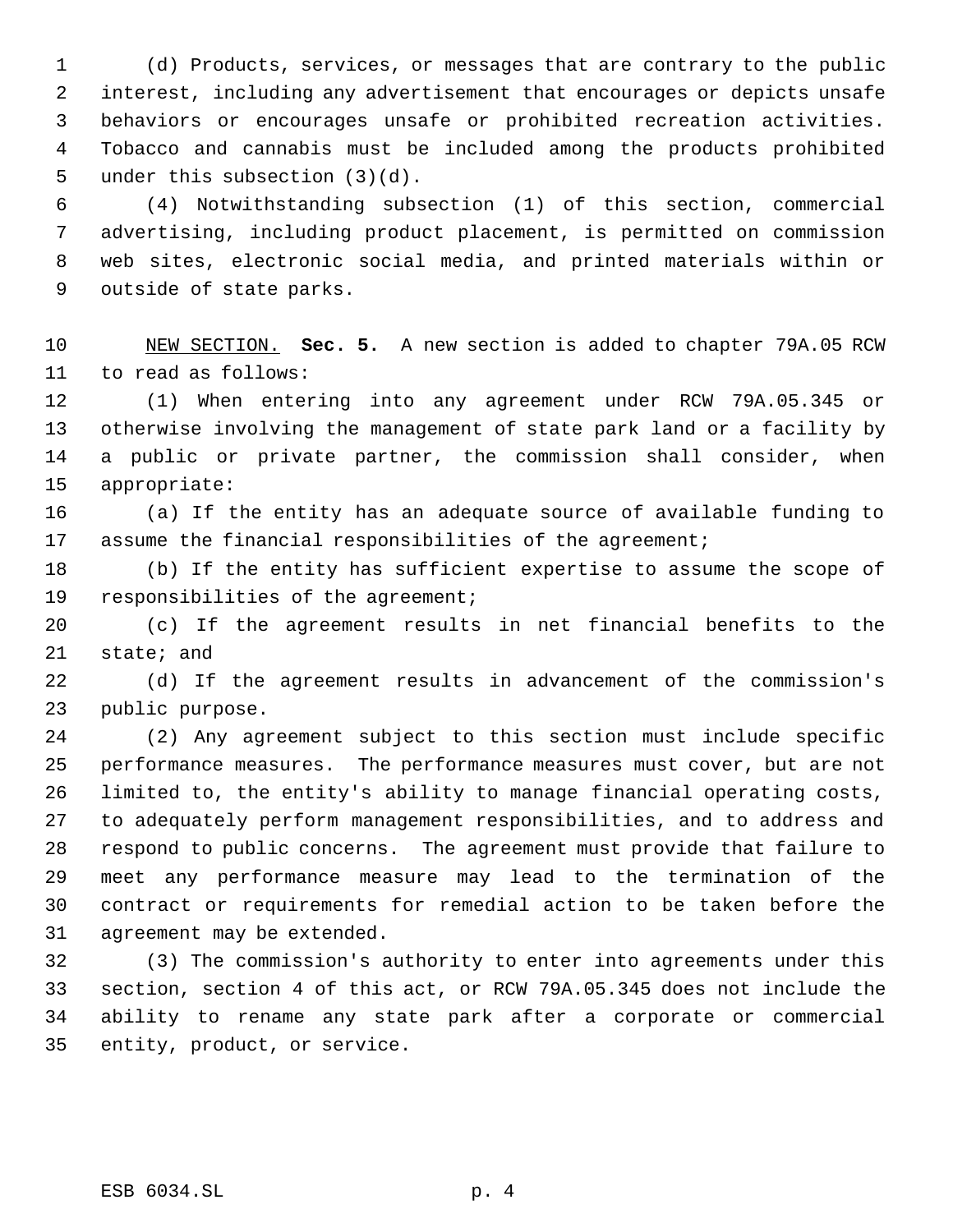(d) Products, services, or messages that are contrary to the public interest, including any advertisement that encourages or depicts unsafe behaviors or encourages unsafe or prohibited recreation activities. Tobacco and cannabis must be included among the products prohibited under this subsection (3)(d).

(4) Notwithstanding subsection (1) of this section, commercial advertising, including product placement, is permitted on commission web sites, electronic social media, and printed materials within or outside of state parks.

NEW SECTION. **Sec. 5.** A new section is added to chapter 79A.05 RCW to read as follows:

(1) When entering into any agreement under RCW 79A.05.345 or otherwise involving the management of state park land or a facility by a public or private partner, the commission shall consider, when appropriate:

(a) If the entity has an adequate source of available funding to assume the financial responsibilities of the agreement;

(b) If the entity has sufficient expertise to assume the scope of responsibilities of the agreement;

(c) If the agreement results in net financial benefits to the state; and

(d) If the agreement results in advancement of the commission's public purpose.

(2) Any agreement subject to this section must include specific performance measures. The performance measures must cover, but are not limited to, the entity's ability to manage financial operating costs, to adequately perform management responsibilities, and to address and respond to public concerns. The agreement must provide that failure to meet any performance measure may lead to the termination of the contract or requirements for remedial action to be taken before the agreement may be extended.

(3) The commission's authority to enter into agreements under this section, section 4 of this act, or RCW 79A.05.345 does not include the ability to rename any state park after a corporate or commercial entity, product, or service.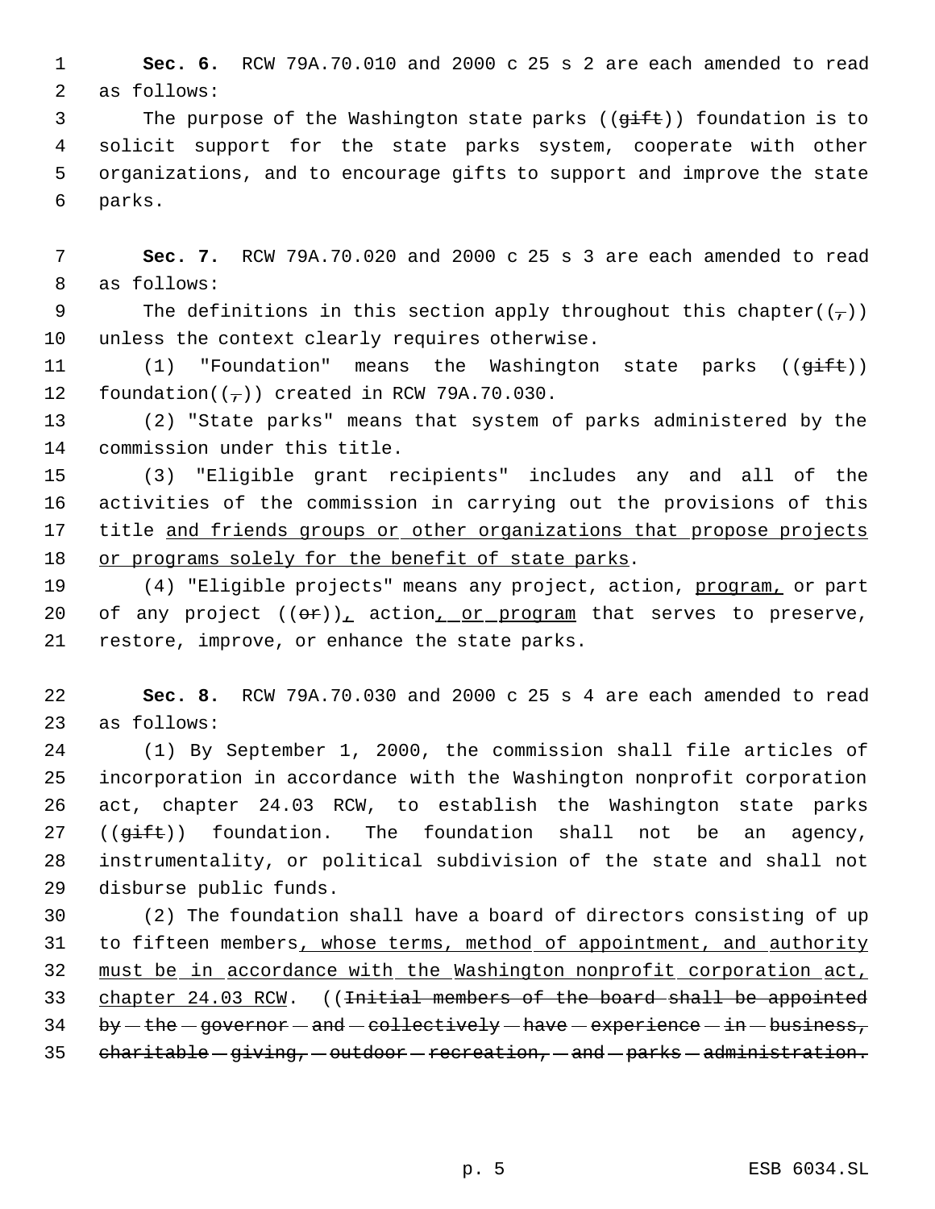**Sec. 6.** RCW 79A.70.010 and 2000 c 25 s 2 are each amended to read as follows:

The purpose of the Washington state parks ((~~gift~~)) foundation is to solicit support for the state parks system, cooperate with other organizations, and to encourage gifts to support and improve the state parks.

**Sec. 7.** RCW 79A.70.020 and 2000 c 25 s 3 are each amended to read as follows:

The definitions in this section apply throughout this chapter((~~,~~)) unless the context clearly requires otherwise.

(1) "Foundation" means the Washington state parks ((~~gift~~)) foundation((~~,~~)) created in RCW 79A.70.030.

(2) "State parks" means that system of parks administered by the commission under this title.

(3) "Eligible grant recipients" includes any and all of the activities of the commission in carrying out the provisions of this title <u>and friends groups or other organizations that propose projects or programs solely for the benefit of state parks</u>.

(4) "Eligible projects" means any project, action, <u>program,</u> or part of any project ((~~or~~))<u>,</u> action<u>, or program</u> that serves to preserve, restore, improve, or enhance the state parks.

**Sec. 8.** RCW 79A.70.030 and 2000 c 25 s 4 are each amended to read as follows:

(1) By September 1, 2000, the commission shall file articles of incorporation in accordance with the Washington nonprofit corporation act, chapter 24.03 RCW, to establish the Washington state parks ((~~gift~~)) foundation. The foundation shall not be an agency, instrumentality, or political subdivision of the state and shall not disburse public funds.

(2) The foundation shall have a board of directors consisting of up to fifteen members<u>, whose terms, method of appointment, and authority must be in accordance with the Washington nonprofit corporation act, chapter 24.03 RCW</u>. ((~~Initial members of the board shall be appointed by the governor and collectively have experience in business, charitable giving, outdoor recreation, and parks administration.~~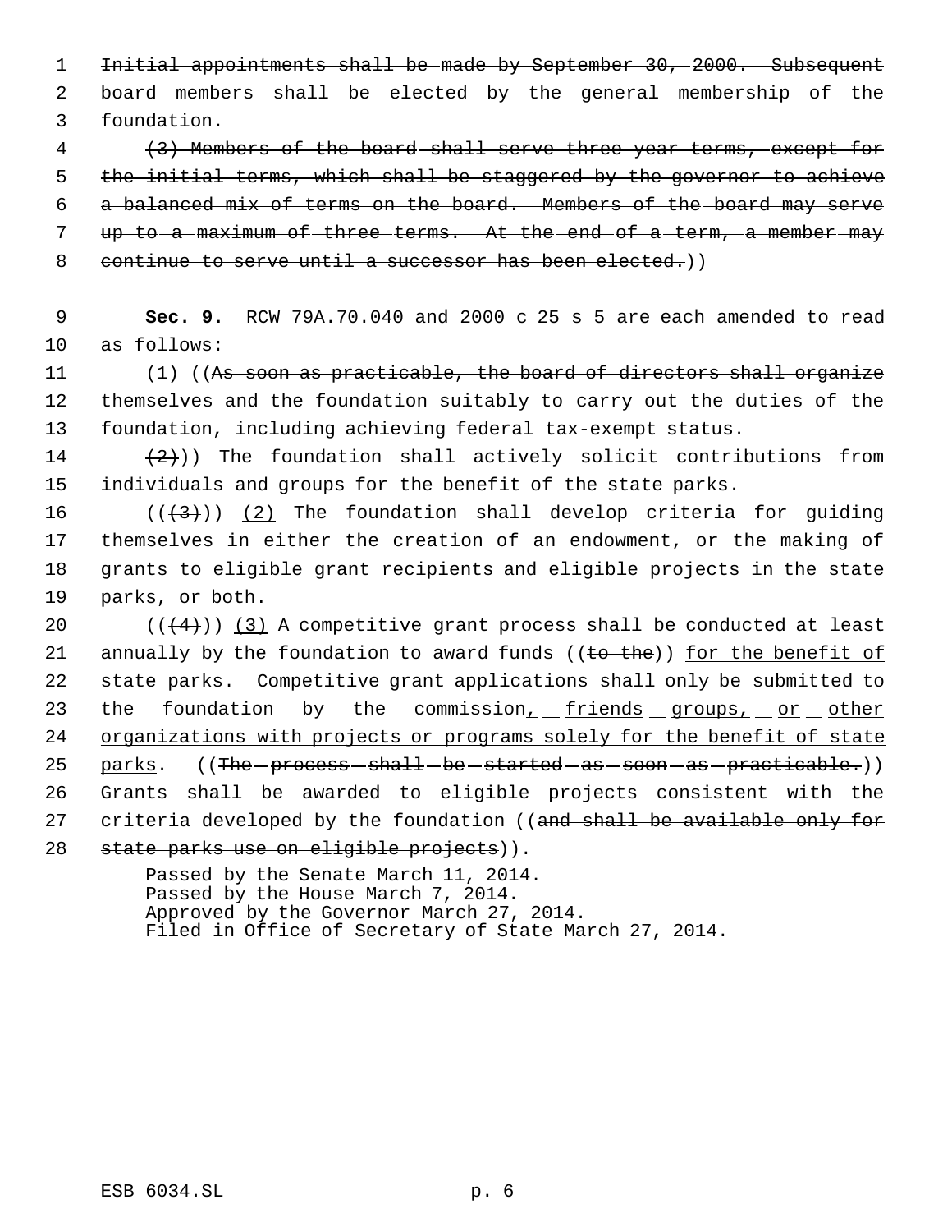~~Initial appointments shall be made by September 30, 2000. Subsequent board members shall be elected by the general membership of the foundation.~~

~~(3) Members of the board shall serve three-year terms, except for the initial terms, which shall be staggered by the governor to achieve a balanced mix of terms on the board. Members of the board may serve up to a maximum of three terms. At the end of a term, a member may continue to serve until a successor has been elected.~~))

**Sec. 9.** RCW 79A.70.040 and 2000 c 25 s 5 are each amended to read as follows:

(1) ((~~As soon as practicable, the board of directors shall organize themselves and the foundation suitably to carry out the duties of the foundation, including achieving federal tax-exempt status.~~

~~(2)~~)) The foundation shall actively solicit contributions from individuals and groups for the benefit of the state parks.

((~~(3)~~)) (2) The foundation shall develop criteria for guiding themselves in either the creation of an endowment, or the making of grants to eligible grant recipients and eligible projects in the state parks, or both.

((~~(4)~~)) (3) A competitive grant process shall be conducted at least annually by the foundation to award funds ((~~to the~~)) for the benefit of state parks. Competitive grant applications shall only be submitted to the foundation by the commission, friends groups, or other organizations with projects or programs solely for the benefit of state parks. ((~~The process shall be started as soon as practicable.~~)) Grants shall be awarded to eligible projects consistent with the criteria developed by the foundation ((~~and shall be available only for state parks use on eligible projects~~)).

Passed by the Senate March 11, 2014.
Passed by the House March 7, 2014.
Approved by the Governor March 27, 2014.
Filed in Office of Secretary of State March 27, 2014.